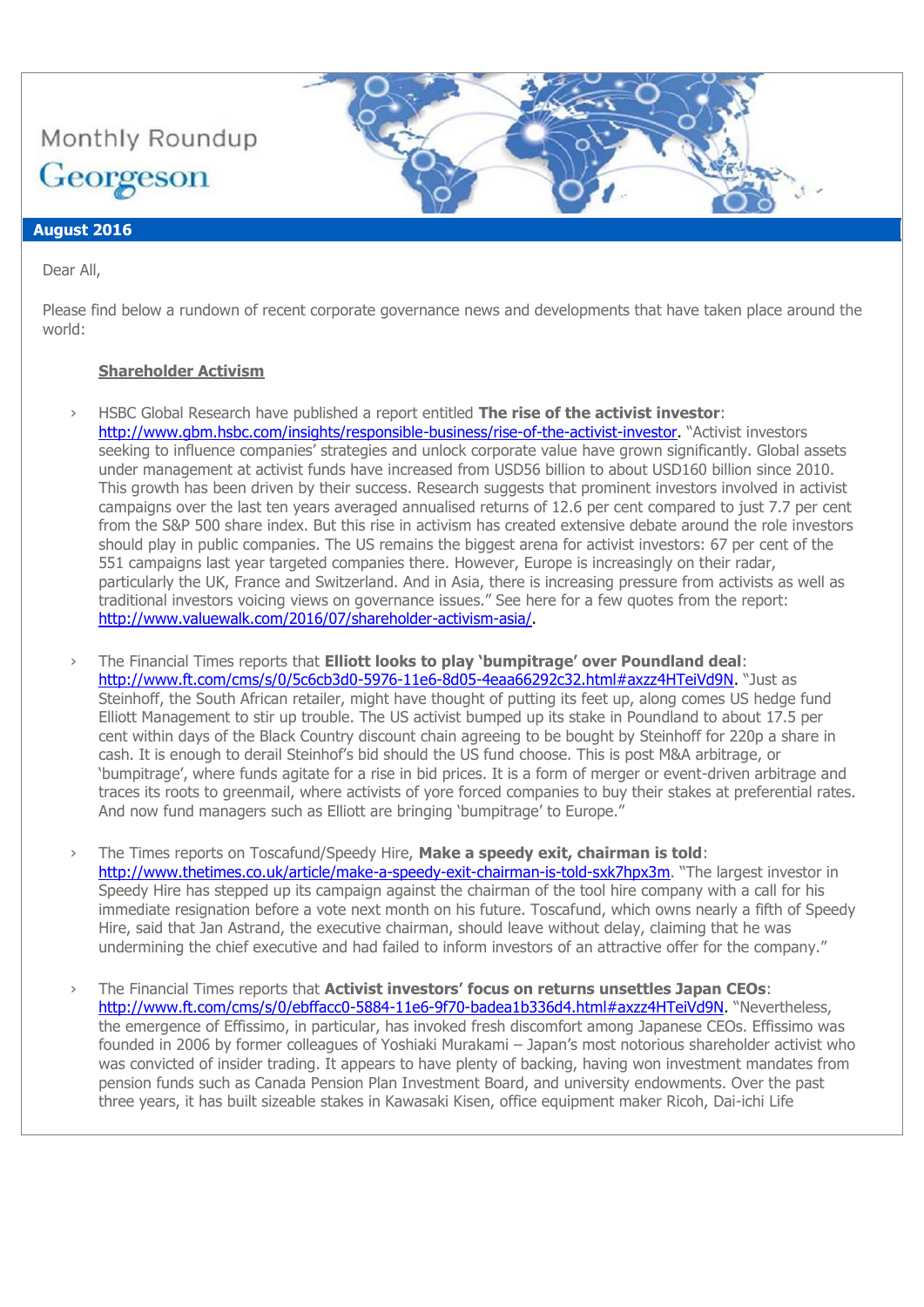# Monthly Roundup

## Georgeson

**August 2016**

Dear All,

Please find below a rundown of recent corporate governance news and developments that have taken place around the world:

### Shareholder Activism

- HSBC Global Research have published a report entitled **The rise of the activist investor**: http://www.gbm.hsbc.com/insights/responsible-business/rise-of-the-activist-investor. "Activist investors seeking to influence companies' strategies and unlock corporate value have grown significantly. Global assets under management at activist funds have increased from USD56 billion to about USD160 billion since 2010. This growth has been driven by their success. Research suggests that prominent investors involved in activist campaigns over the last ten years averaged annualised returns of 12.6 per cent compared to just 7.7 per cent from the S&P 500 share index. But this rise in activism has created extensive debate around the role investors should play in public companies. The US remains the biggest arena for activist investors: 67 per cent of the 551 campaigns last year targeted companies there. However, Europe is increasingly on their radar, particularly the UK, France and Switzerland. And in Asia, there is increasing pressure from activists as well as traditional investors voicing views on governance issues." See here for a few quotes from the report: http://www.valuewalk.com/2016/07/shareholder-activism-asia/.

- The Financial Times reports that **Elliott looks to play 'bumpitrage' over Poundland deal**: http://www.ft.com/cms/s/0/5c6cb3d0-5976-11e6-8d05-4eaa66292c32.html#axzz4HTeiVd9N. "Just as Steinhoff, the South African retailer, might have thought of putting its feet up, along comes US hedge fund Elliott Management to stir up trouble. The US activist bumped up its stake in Poundland to about 17.5 per cent within days of the Black Country discount chain agreeing to be bought by Steinhoff for 220p a share in cash. It is enough to derail Steinhof's bid should the US fund choose. This is post M&A arbitrage, or 'bumpitrage', where funds agitate for a rise in bid prices. It is a form of merger or event-driven arbitrage and traces its roots to greenmail, where activists of yore forced companies to buy their stakes at preferential rates. And now fund managers such as Elliott are bringing 'bumpitrage' to Europe."

- The Times reports on Toscafund/Speedy Hire, **Make a speedy exit, chairman is told**: http://www.thetimes.co.uk/article/make-a-speedy-exit-chairman-is-told-sxk7hpx3m. "The largest investor in Speedy Hire has stepped up its campaign against the chairman of the tool hire company with a call for his immediate resignation before a vote next month on his future. Toscafund, which owns nearly a fifth of Speedy Hire, said that Jan Astrand, the executive chairman, should leave without delay, claiming that he was undermining the chief executive and had failed to inform investors of an attractive offer for the company."

- The Financial Times reports that **Activist investors' focus on returns unsettles Japan CEOs**: http://www.ft.com/cms/s/0/ebffacc0-5884-11e6-9f70-badea1b336d4.html#axzz4HTeiVd9N. "Nevertheless, the emergence of Effissimo, in particular, has invoked fresh discomfort among Japanese CEOs. Effissimo was founded in 2006 by former colleagues of Yoshiaki Murakami – Japan's most notorious shareholder activist who was convicted of insider trading. It appears to have plenty of backing, having won investment mandates from pension funds such as Canada Pension Plan Investment Board, and university endowments. Over the past three years, it has built sizeable stakes in Kawasaki Kisen, office equipment maker Ricoh, Dai-ichi Life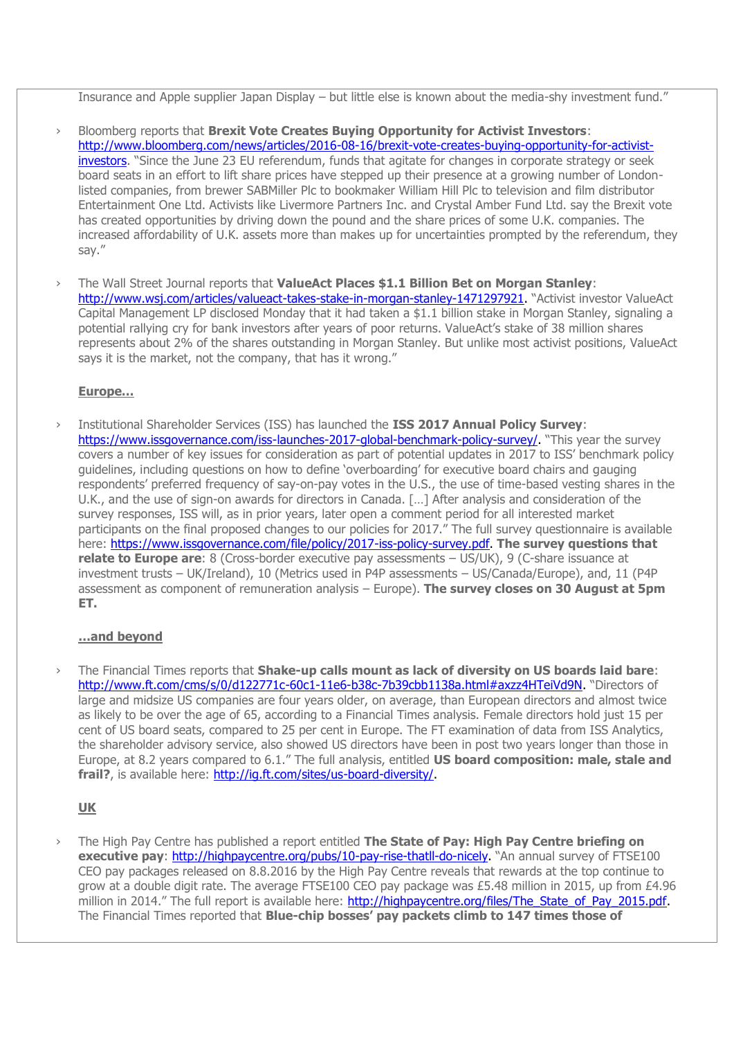Insurance and Apple supplier Japan Display – but little else is known about the media-shy investment fund."

- Bloomberg reports that **Brexit Vote Creates Buying Opportunity for Activist Investors**: http://www.bloomberg.com/news/articles/2016-08-16/brexit-vote-creates-buying-opportunity-for-activist-investors. "Since the June 23 EU referendum, funds that agitate for changes in corporate strategy or seek board seats in an effort to lift share prices have stepped up their presence at a growing number of London-listed companies, from brewer SABMiller Plc to bookmaker William Hill Plc to television and film distributor Entertainment One Ltd. Activists like Livermore Partners Inc. and Crystal Amber Fund Ltd. say the Brexit vote has created opportunities by driving down the pound and the share prices of some U.K. companies. The increased affordability of U.K. assets more than makes up for uncertainties prompted by the referendum, they say."

- The Wall Street Journal reports that **ValueAct Places $1.1 Billion Bet on Morgan Stanley**: http://www.wsj.com/articles/valueact-takes-stake-in-morgan-stanley-1471297921. "Activist investor ValueAct Capital Management LP disclosed Monday that it had taken a $1.1 billion stake in Morgan Stanley, signaling a potential rallying cry for bank investors after years of poor returns. ValueAct's stake of 38 million shares represents about 2% of the shares outstanding in Morgan Stanley. But unlike most activist positions, ValueAct says it is the market, not the company, that has it wrong."

**Europe…**

- Institutional Shareholder Services (ISS) has launched the **ISS 2017 Annual Policy Survey**: https://www.issgovernance.com/iss-launches-2017-global-benchmark-policy-survey/. "This year the survey covers a number of key issues for consideration as part of potential updates in 2017 to ISS' benchmark policy guidelines, including questions on how to define 'overboarding' for executive board chairs and gauging respondents' preferred frequency of say-on-pay votes in the U.S., the use of time-based vesting shares in the U.K., and the use of sign-on awards for directors in Canada. […] After analysis and consideration of the survey responses, ISS will, as in prior years, later open a comment period for all interested market participants on the final proposed changes to our policies for 2017." The full survey questionnaire is available here: https://www.issgovernance.com/file/policy/2017-iss-policy-survey.pdf. **The survey questions that relate to Europe are**: 8 (Cross-border executive pay assessments – US/UK), 9 (C-share issuance at investment trusts – UK/Ireland), 10 (Metrics used in P4P assessments – US/Canada/Europe), and, 11 (P4P assessment as component of remuneration analysis – Europe). **The survey closes on 30 August at 5pm ET.**

**…and beyond**

- The Financial Times reports that **Shake-up calls mount as lack of diversity on US boards laid bare**: http://www.ft.com/cms/s/0/d122771c-60c1-11e6-b38c-7b39cbb1138a.html#axzz4HTeiVd9N. "Directors of large and midsize US companies are four years older, on average, than European directors and almost twice as likely to be over the age of 65, according to a Financial Times analysis. Female directors hold just 15 per cent of US board seats, compared to 25 per cent in Europe. The FT examination of data from ISS Analytics, the shareholder advisory service, also showed US directors have been in post two years longer than those in Europe, at 8.2 years compared to 6.1." The full analysis, entitled **US board composition: male, stale and frail?**, is available here: http://ig.ft.com/sites/us-board-diversity/.

**UK**

- The High Pay Centre has published a report entitled **The State of Pay: High Pay Centre briefing on executive pay**: http://highpaycentre.org/pubs/10-pay-rise-thatll-do-nicely. "An annual survey of FTSE100 CEO pay packages released on 8.8.2016 by the High Pay Centre reveals that rewards at the top continue to grow at a double digit rate. The average FTSE100 CEO pay package was £5.48 million in 2015, up from £4.96 million in 2014." The full report is available here: http://highpaycentre.org/files/The_State_of_Pay_2015.pdf. The Financial Times reported that **Blue-chip bosses' pay packets climb to 147 times those of**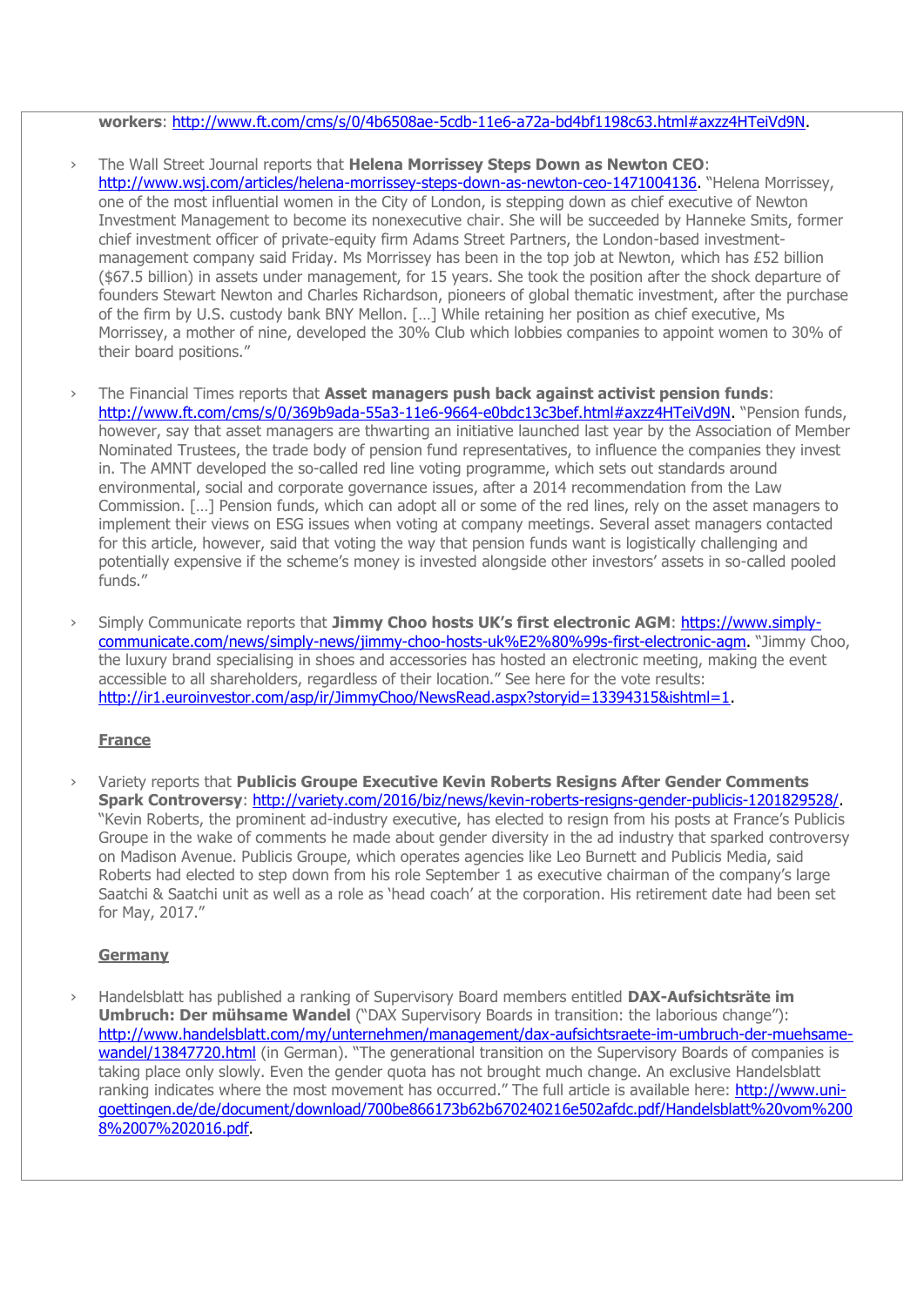**workers**: http://www.ft.com/cms/s/0/4b6508ae-5cdb-11e6-a72a-bd4bf1198c63.html#axzz4HTeiVd9N.

- The Wall Street Journal reports that **Helena Morrissey Steps Down as Newton CEO**: http://www.wsj.com/articles/helena-morrissey-steps-down-as-newton-ceo-1471004136. "Helena Morrissey, one of the most influential women in the City of London, is stepping down as chief executive of Newton Investment Management to become its nonexecutive chair. She will be succeeded by Hanneke Smits, former chief investment officer of private-equity firm Adams Street Partners, the London-based investment-management company said Friday. Ms Morrissey has been in the top job at Newton, which has £52 billion ($67.5 billion) in assets under management, for 15 years. She took the position after the shock departure of founders Stewart Newton and Charles Richardson, pioneers of global thematic investment, after the purchase of the firm by U.S. custody bank BNY Mellon. […] While retaining her position as chief executive, Ms Morrissey, a mother of nine, developed the 30% Club which lobbies companies to appoint women to 30% of their board positions."

- The Financial Times reports that **Asset managers push back against activist pension funds**: http://www.ft.com/cms/s/0/369b9ada-55a3-11e6-9664-e0bdc13c3bef.html#axzz4HTeiVd9N. "Pension funds, however, say that asset managers are thwarting an initiative launched last year by the Association of Member Nominated Trustees, the trade body of pension fund representatives, to influence the companies they invest in. The AMNT developed the so-called red line voting programme, which sets out standards around environmental, social and corporate governance issues, after a 2014 recommendation from the Law Commission. […] Pension funds, which can adopt all or some of the red lines, rely on the asset managers to implement their views on ESG issues when voting at company meetings. Several asset managers contacted for this article, however, said that voting the way that pension funds want is logistically challenging and potentially expensive if the scheme's money is invested alongside other investors' assets in so-called pooled funds."

- Simply Communicate reports that **Jimmy Choo hosts UK's first electronic AGM**: https://www.simply-communicate.com/news/simply-news/jimmy-choo-hosts-uk%E2%80%99s-first-electronic-agm. "Jimmy Choo, the luxury brand specialising in shoes and accessories has hosted an electronic meeting, making the event accessible to all shareholders, regardless of their location." See here for the vote results: http://ir1.euroinvestor.com/asp/ir/JimmyChoo/NewsRead.aspx?storyid=13394315&ishtml=1.

**France**

- Variety reports that **Publicis Groupe Executive Kevin Roberts Resigns After Gender Comments Spark Controversy**: http://variety.com/2016/biz/news/kevin-roberts-resigns-gender-publicis-1201829528/. "Kevin Roberts, the prominent ad-industry executive, has elected to resign from his posts at France's Publicis Groupe in the wake of comments he made about gender diversity in the ad industry that sparked controversy on Madison Avenue. Publicis Groupe, which operates agencies like Leo Burnett and Publicis Media, said Roberts had elected to step down from his role September 1 as executive chairman of the company's large Saatchi & Saatchi unit as well as a role as 'head coach' at the corporation. His retirement date had been set for May, 2017."

**Germany**

- Handelsblatt has published a ranking of Supervisory Board members entitled **DAX-Aufsichtsräte im Umbruch: Der mühsame Wandel** ("DAX Supervisory Boards in transition: the laborious change"): http://www.handelsblatt.com/my/unternehmen/management/dax-aufsichtsraete-im-umbruch-der-muehsame-wandel/13847720.html (in German). "The generational transition on the Supervisory Boards of companies is taking place only slowly. Even the gender quota has not brought much change. An exclusive Handelsblatt ranking indicates where the most movement has occurred." The full article is available here: http://www.uni-goettingen.de/de/document/download/700be866173b62b670240216e502afdc.pdf/Handelsblatt%20vom%2008%2007%202016.pdf.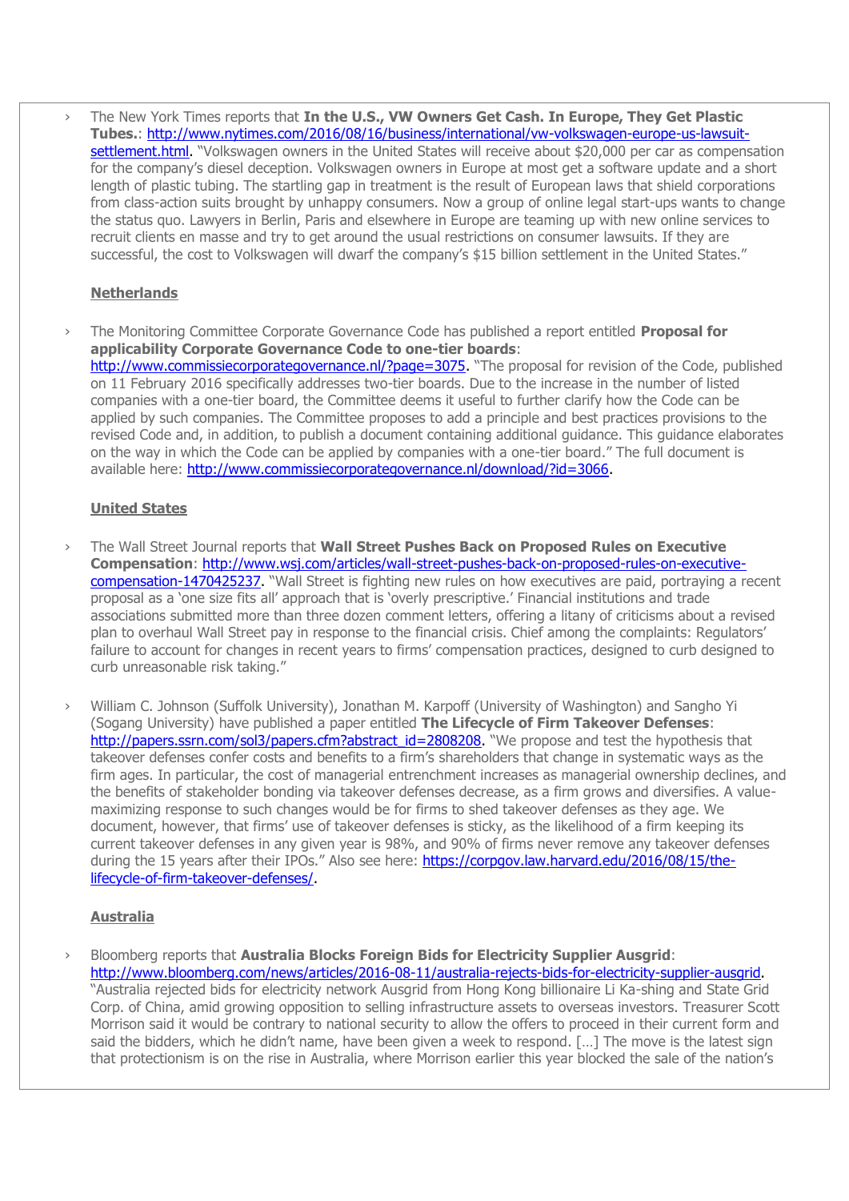- The New York Times reports that **In the U.S., VW Owners Get Cash. In Europe, They Get Plastic Tubes.**: http://www.nytimes.com/2016/08/16/business/international/vw-volkswagen-europe-us-lawsuit-settlement.html. "Volkswagen owners in the United States will receive about $20,000 per car as compensation for the company's diesel deception. Volkswagen owners in Europe at most get a software update and a short length of plastic tubing. The startling gap in treatment is the result of European laws that shield corporations from class-action suits brought by unhappy consumers. Now a group of online legal start-ups wants to change the status quo. Lawyers in Berlin, Paris and elsewhere in Europe are teaming up with new online services to recruit clients en masse and try to get around the usual restrictions on consumer lawsuits. If they are successful, the cost to Volkswagen will dwarf the company's $15 billion settlement in the United States."

**Netherlands**

- The Monitoring Committee Corporate Governance Code has published a report entitled **Proposal for applicability Corporate Governance Code to one-tier boards**: http://www.commissiecorporategovernance.nl/?page=3075. "The proposal for revision of the Code, published on 11 February 2016 specifically addresses two-tier boards. Due to the increase in the number of listed companies with a one-tier board, the Committee deems it useful to further clarify how the Code can be applied by such companies. The Committee proposes to add a principle and best practices provisions to the revised Code and, in addition, to publish a document containing additional guidance. This guidance elaborates on the way in which the Code can be applied by companies with a one-tier board." The full document is available here: http://www.commissiecorporategovernance.nl/download/?id=3066.

**United States**

- The Wall Street Journal reports that **Wall Street Pushes Back on Proposed Rules on Executive Compensation**: http://www.wsj.com/articles/wall-street-pushes-back-on-proposed-rules-on-executive-compensation-1470425237. "Wall Street is fighting new rules on how executives are paid, portraying a recent proposal as a 'one size fits all' approach that is 'overly prescriptive.' Financial institutions and trade associations submitted more than three dozen comment letters, offering a litany of criticisms about a revised plan to overhaul Wall Street pay in response to the financial crisis. Chief among the complaints: Regulators' failure to account for changes in recent years to firms' compensation practices, designed to curb designed to curb unreasonable risk taking."

- William C. Johnson (Suffolk University), Jonathan M. Karpoff (University of Washington) and Sangho Yi (Sogang University) have published a paper entitled **The Lifecycle of Firm Takeover Defenses**: http://papers.ssrn.com/sol3/papers.cfm?abstract_id=2808208. "We propose and test the hypothesis that takeover defenses confer costs and benefits to a firm's shareholders that change in systematic ways as the firm ages. In particular, the cost of managerial entrenchment increases as managerial ownership declines, and the benefits of stakeholder bonding via takeover defenses decrease, as a firm grows and diversifies. A value-maximizing response to such changes would be for firms to shed takeover defenses as they age. We document, however, that firms' use of takeover defenses is sticky, as the likelihood of a firm keeping its current takeover defenses in any given year is 98%, and 90% of firms never remove any takeover defenses during the 15 years after their IPOs." Also see here: https://corpgov.law.harvard.edu/2016/08/15/the-lifecycle-of-firm-takeover-defenses/.

**Australia**

- Bloomberg reports that **Australia Blocks Foreign Bids for Electricity Supplier Ausgrid**: http://www.bloomberg.com/news/articles/2016-08-11/australia-rejects-bids-for-electricity-supplier-ausgrid. "Australia rejected bids for electricity network Ausgrid from Hong Kong billionaire Li Ka-shing and State Grid Corp. of China, amid growing opposition to selling infrastructure assets to overseas investors. Treasurer Scott Morrison said it would be contrary to national security to allow the offers to proceed in their current form and said the bidders, which he didn't name, have been given a week to respond. […] The move is the latest sign that protectionism is on the rise in Australia, where Morrison earlier this year blocked the sale of the nation's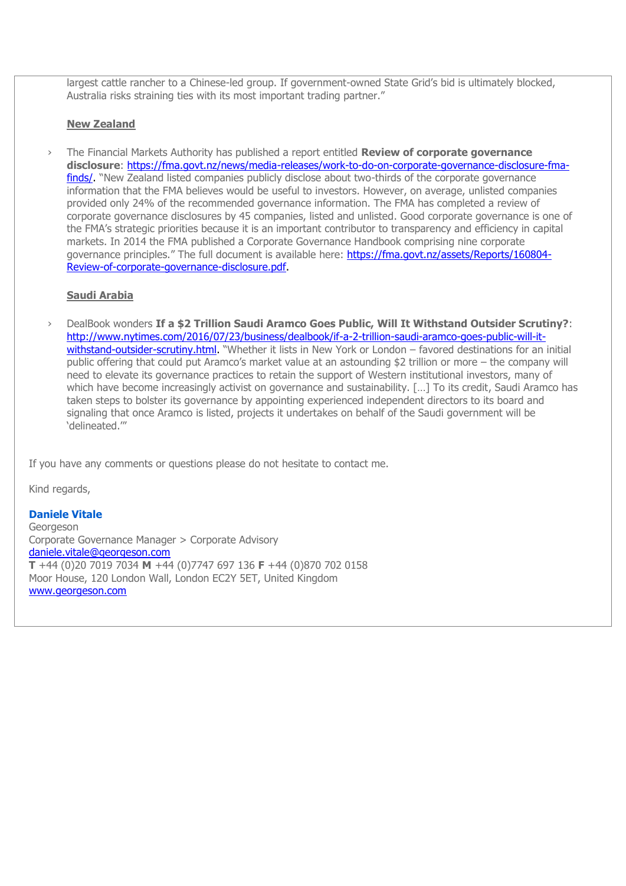largest cattle rancher to a Chinese-led group. If government-owned State Grid's bid is ultimately blocked, Australia risks straining ties with its most important trading partner."

**New Zealand**

- The Financial Markets Authority has published a report entitled **Review of corporate governance disclosure**: https://fma.govt.nz/news/media-releases/work-to-do-on-corporate-governance-disclosure-fma-finds/. "New Zealand listed companies publicly disclose about two-thirds of the corporate governance information that the FMA believes would be useful to investors. However, on average, unlisted companies provided only 24% of the recommended governance information. The FMA has completed a review of corporate governance disclosures by 45 companies, listed and unlisted. Good corporate governance is one of the FMA's strategic priorities because it is an important contributor to transparency and efficiency in capital markets. In 2014 the FMA published a Corporate Governance Handbook comprising nine corporate governance principles." The full document is available here: https://fma.govt.nz/assets/Reports/160804-Review-of-corporate-governance-disclosure.pdf.

**Saudi Arabia**

- DealBook wonders **If a $2 Trillion Saudi Aramco Goes Public, Will It Withstand Outsider Scrutiny?**: http://www.nytimes.com/2016/07/23/business/dealbook/if-a-2-trillion-saudi-aramco-goes-public-will-it-withstand-outsider-scrutiny.html. "Whether it lists in New York or London – favored destinations for an initial public offering that could put Aramco's market value at an astounding $2 trillion or more – the company will need to elevate its governance practices to retain the support of Western institutional investors, many of which have become increasingly activist on governance and sustainability. […] To its credit, Saudi Aramco has taken steps to bolster its governance by appointing experienced independent directors to its board and signaling that once Aramco is listed, projects it undertakes on behalf of the Saudi government will be 'delineated.'"

If you have any comments or questions please do not hesitate to contact me.

Kind regards,

**Daniele Vitale**
Georgeson
Corporate Governance Manager > Corporate Advisory
daniele.vitale@georgeson.com
**T** +44 (0)20 7019 7034 **M** +44 (0)7747 697 136 **F** +44 (0)870 702 0158
Moor House, 120 London Wall, London EC2Y 5ET, United Kingdom
www.georgeson.com